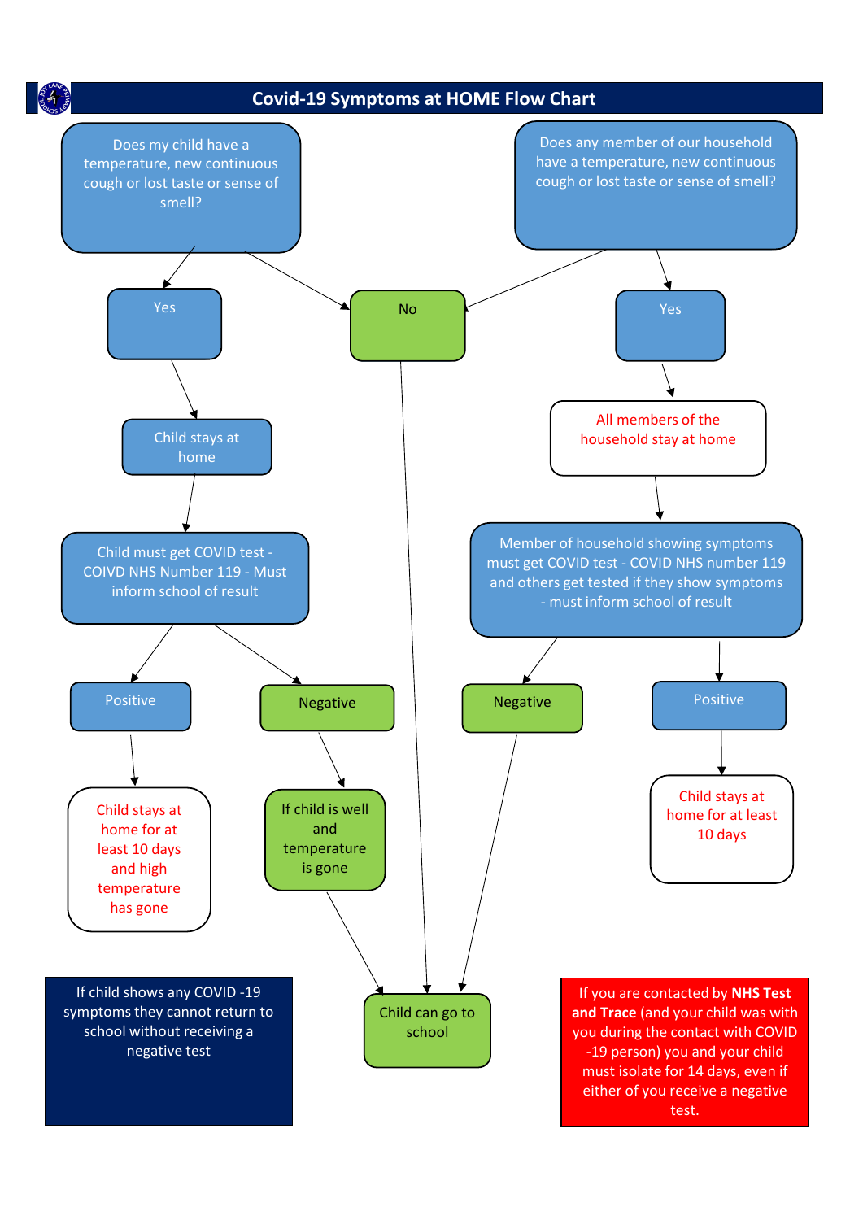# Covid-19 Symptoms at HOME Flow Chart

**Does my child have a temperature, new continuous cough or lost taste or sense of smell?**

- **Yes** → Child stays at home → Child must get COVID test - COIVD NHS Number 119 - Must inform school of result
  - **Positive** → Child stays at home for at least 10 days and high temperature has gone
  - **Negative** → If child is well and temperature is gone → Child can go to school
- **No** → Child can go to school

**Does any member of our household have a temperature, new continuous cough or lost taste or sense of smell?**

- **No** → Child can go to school
- **Yes** → All members of the household stay at home → Member of household showing symptoms must get COVID test - COVID NHS number 119 and others get tested if they show symptoms - must inform school of result
  - **Negative** → Child can go to school
  - **Positive** → Child stays at home for at least 10 days

If child shows any COVID -19 symptoms they cannot return to school without receiving a negative test

If you are contacted by **NHS Test and Trace** (and your child was with you during the contact with COVID -19 person) you and your child must isolate for 14 days, even if either of you receive a negative test.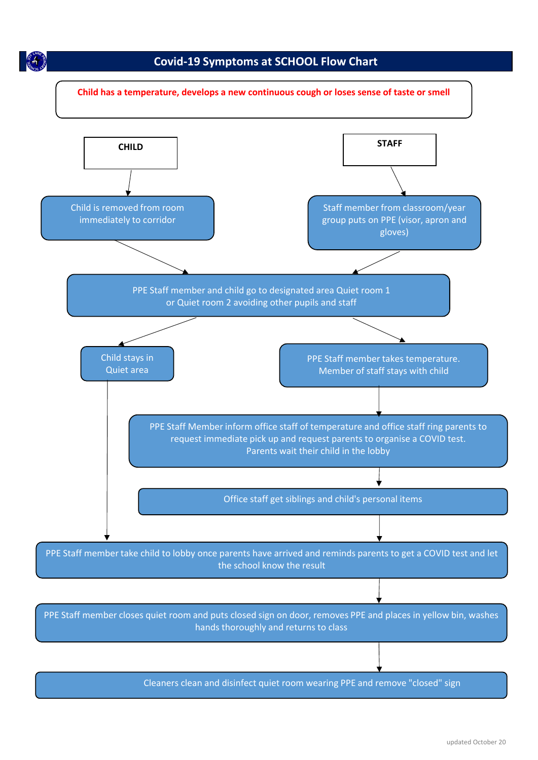# Covid-19 Symptoms at SCHOOL Flow Chart

**Child has a temperature, develops a new continuous cough or loses sense of taste or smell**

**CHILD**

**STAFF**

Child is removed from room immediately to corridor

Staff member from classroom/year group puts on PPE (visor, apron and gloves)

PPE Staff member and child go to designated area Quiet room 1 or Quiet room 2 avoiding other pupils and staff

Child stays in Quiet area

PPE Staff member takes temperature. Member of staff stays with child

PPE Staff Member inform office staff of temperature and office staff ring parents to request immediate pick up and request parents to organise a COVID test. Parents wait their child in the lobby

Office staff get siblings and child's personal items

PPE Staff member take child to lobby once parents have arrived and reminds parents to get a COVID test and let the school know the result

PPE Staff member closes quiet room and puts closed sign on door, removes PPE and places in yellow bin, washes hands thoroughly and returns to class

Cleaners clean and disinfect quiet room wearing PPE and remove "closed" sign

updated October 20